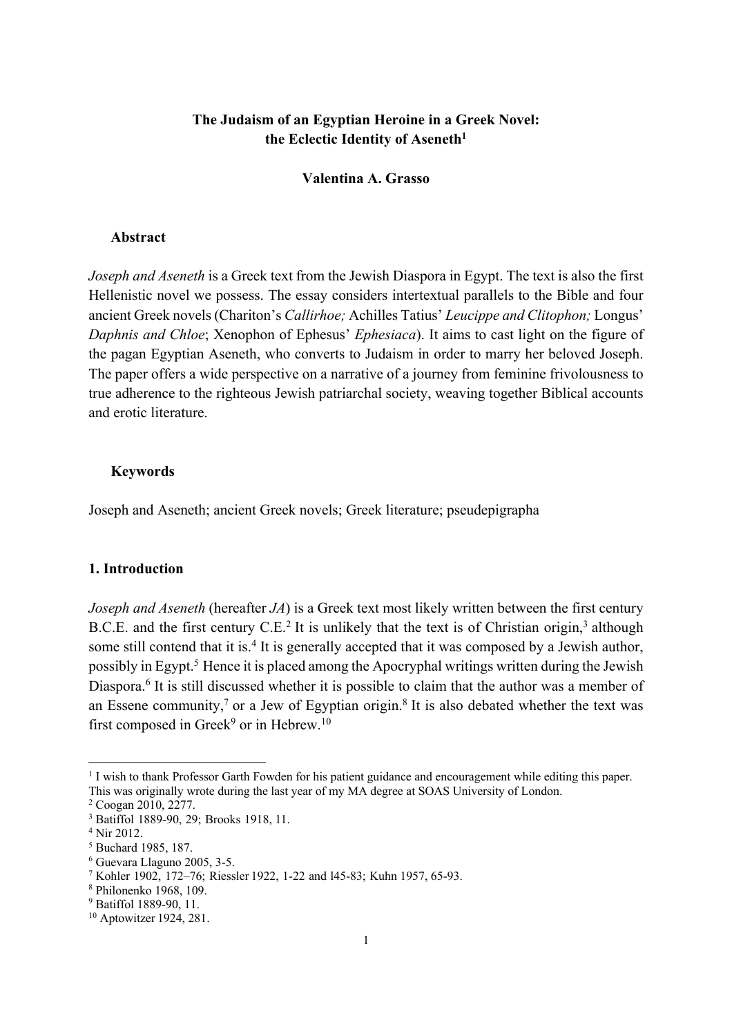# The Judaism of an Egyptian Heroine in a Greek Novel: the Eclectic Identity of Aseneth[1]

**Valentina A. Grasso**

## Abstract

*Joseph and Aseneth* is a Greek text from the Jewish Diaspora in Egypt. The text is also the first Hellenistic novel we possess. The essay considers intertextual parallels to the Bible and four ancient Greek novels (Chariton's *Callirhoe;* Achilles Tatius' *Leucippe and Clitophon;* Longus' *Daphnis and Chloe*; Xenophon of Ephesus' *Ephesiaca*). It aims to cast light on the figure of the pagan Egyptian Aseneth, who converts to Judaism in order to marry her beloved Joseph. The paper offers a wide perspective on a narrative of a journey from feminine frivolousness to true adherence to the righteous Jewish patriarchal society, weaving together Biblical accounts and erotic literature.

## Keywords

Joseph and Aseneth; ancient Greek novels; Greek literature; pseudepigrapha

## 1. Introduction

*Joseph and Aseneth* (hereafter *JA*) is a Greek text most likely written between the first century B.C.E. and the first century C.E.[2] It is unlikely that the text is of Christian origin,[3] although some still contend that it is.[4] It is generally accepted that it was composed by a Jewish author, possibly in Egypt.[5] Hence it is placed among the Apocryphal writings written during the Jewish Diaspora.[6] It is still discussed whether it is possible to claim that the author was a member of an Essene community,[7] or a Jew of Egyptian origin.[8] It is also debated whether the text was first composed in Greek[9] or in Hebrew.[10]

---

[1] I wish to thank Professor Garth Fowden for his patient guidance and encouragement while editing this paper. This was originally wrote during the last year of my MA degree at SOAS University of London.

[2] Coogan 2010, 2277.

[3] Batiffol 1889-90, 29; Brooks 1918, 11.

[4] Nir 2012.

[5] Buchard 1985, 187.

[6] Guevara Llaguno 2005, 3-5.

[7] Kohler 1902, 172–76; Riessler 1922, 1-22 and l45-83; Kuhn 1957, 65-93.

[8] Philonenko 1968, 109.

[9] Batiffol 1889-90, 11.

[10] Aptowitzer 1924, 281.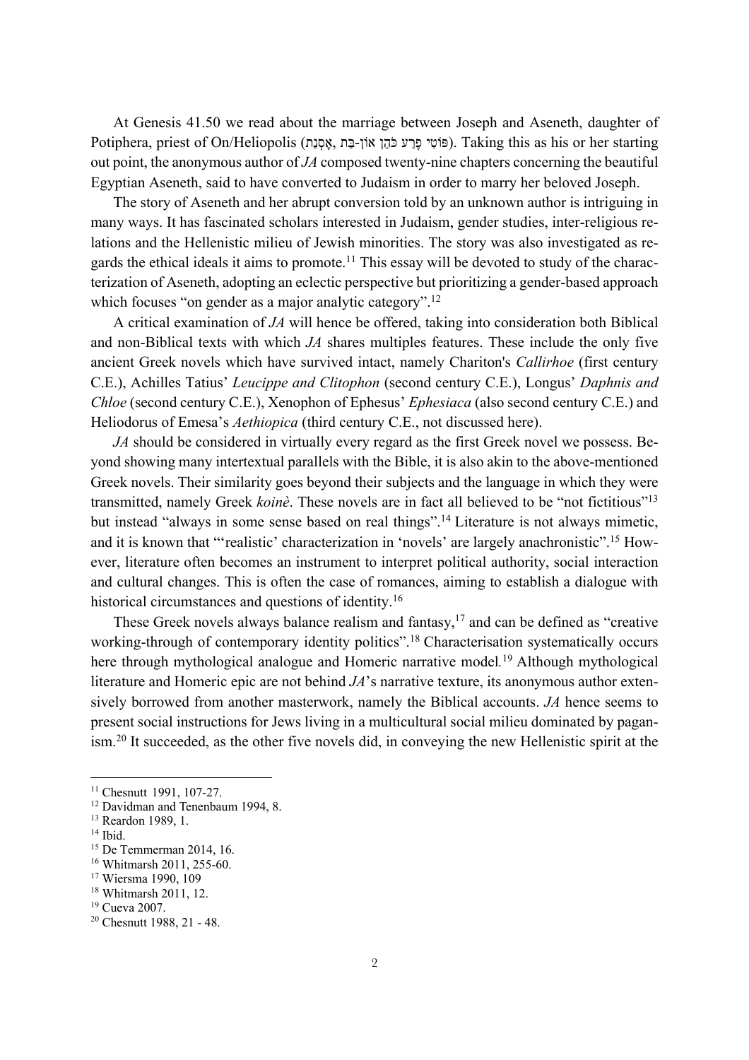At Genesis 41.50 we read about the marriage between Joseph and Aseneth, daughter of Potiphera, priest of On/Heliopolis (פּוֹטִי פֶרַע כֹּהֵן אוֹן-בַּת, אָסְנַת). Taking this as his or her starting out point, the anonymous author of *JA* composed twenty-nine chapters concerning the beautiful Egyptian Aseneth, said to have converted to Judaism in order to marry her beloved Joseph.

The story of Aseneth and her abrupt conversion told by an unknown author is intriguing in many ways. It has fascinated scholars interested in Judaism, gender studies, inter-religious relations and the Hellenistic milieu of Jewish minorities. The story was also investigated as regards the ethical ideals it aims to promote.[11] This essay will be devoted to study of the characterization of Aseneth, adopting an eclectic perspective but prioritizing a gender-based approach which focuses "on gender as a major analytic category".[12]

A critical examination of *JA* will hence be offered, taking into consideration both Biblical and non-Biblical texts with which *JA* shares multiples features. These include the only five ancient Greek novels which have survived intact, namely Chariton's *Callirhoe* (first century C.E.), Achilles Tatius' *Leucippe and Clitophon* (second century C.E.), Longus' *Daphnis and Chloe* (second century C.E.), Xenophon of Ephesus' *Ephesiaca* (also second century C.E.) and Heliodorus of Emesa's *Aethiopica* (third century C.E., not discussed here).

*JA* should be considered in virtually every regard as the first Greek novel we possess. Beyond showing many intertextual parallels with the Bible, it is also akin to the above-mentioned Greek novels. Their similarity goes beyond their subjects and the language in which they were transmitted, namely Greek *koinè*. These novels are in fact all believed to be "not fictitious"[13] but instead "always in some sense based on real things".[14] Literature is not always mimetic, and it is known that "'realistic' characterization in 'novels' are largely anachronistic".[15] However, literature often becomes an instrument to interpret political authority, social interaction and cultural changes. This is often the case of romances, aiming to establish a dialogue with historical circumstances and questions of identity.[16]

These Greek novels always balance realism and fantasy,[17] and can be defined as "creative working-through of contemporary identity politics".[18] Characterisation systematically occurs here through mythological analogue and Homeric narrative model.[19] Although mythological literature and Homeric epic are not behind *JA*'s narrative texture, its anonymous author extensively borrowed from another masterwork, namely the Biblical accounts. *JA* hence seems to present social instructions for Jews living in a multicultural social milieu dominated by paganism.[20] It succeeded, as the other five novels did, in conveying the new Hellenistic spirit at the

---

[11] Chesnutt 1991, 107-27.
[12] Davidman and Tenenbaum 1994, 8.
[13] Reardon 1989, 1.
[14] Ibid.
[15] De Temmerman 2014, 16.
[16] Whitmarsh 2011, 255-60.
[17] Wiersma 1990, 109
[18] Whitmarsh 2011, 12.
[19] Cueva 2007.
[20] Chesnutt 1988, 21 - 48.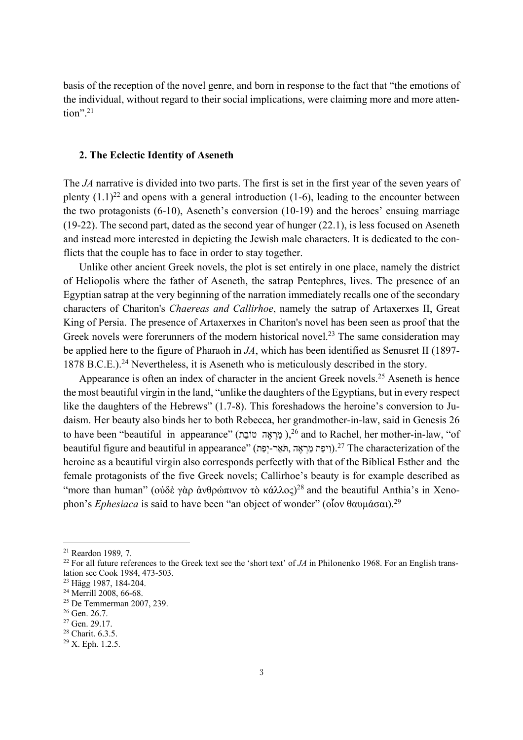basis of the reception of the novel genre, and born in response to the fact that "the emotions of the individual, without regard to their social implications, were claiming more and more attention".[21]

## 2. The Eclectic Identity of Aseneth

The *JA* narrative is divided into two parts. The first is set in the first year of the seven years of plenty (1.1)[22] and opens with a general introduction (1-6), leading to the encounter between the two protagonists (6-10), Aseneth's conversion (10-19) and the heroes' ensuing marriage (19-22). The second part, dated as the second year of hunger (22.1), is less focused on Aseneth and instead more interested in depicting the Jewish male characters. It is dedicated to the conflicts that the couple has to face in order to stay together.

Unlike other ancient Greek novels, the plot is set entirely in one place, namely the district of Heliopolis where the father of Aseneth, the satrap Pentephres, lives. The presence of an Egyptian satrap at the very beginning of the narration immediately recalls one of the secondary characters of Chariton's *Chaereas and Callirhoe*, namely the satrap of Artaxerxes II, Great King of Persia. The presence of Artaxerxes in Chariton's novel has been seen as proof that the Greek novels were forerunners of the modern historical novel.[23] The same consideration may be applied here to the figure of Pharaoh in *JA*, which has been identified as Senusret II (1897-1878 B.C.E.).[24] Nevertheless, it is Aseneth who is meticulously described in the story.

Appearance is often an index of character in the ancient Greek novels.[25] Aseneth is hence the most beautiful virgin in the land, "unlike the daughters of the Egyptians, but in every respect like the daughters of the Hebrews" (1.7-8). This foreshadows the heroine's conversion to Judaism. Her beauty also binds her to both Rebecca, her grandmother-in-law, said in Genesis 26 to have been "beautiful in appearance" (טוֹבַת מַרְאֶה),[26] and to Rachel, her mother-in-law, "of beautiful figure and beautiful in appearance" (יְפַת-תֹּאַר, וִיפַת מַרְאֶה).[27] The characterization of the heroine as a beautiful virgin also corresponds perfectly with that of the Biblical Esther and the female protagonists of the five Greek novels; Callirhoe's beauty is for example described as "more than human" (οὐδὲ γὰρ ἀνθρώπινον τὸ κάλλος)[28] and the beautiful Anthia's in Xenophon's *Ephesiaca* is said to have been "an object of wonder" (οἷον θαυμάσαι).[29]

---

[21] Reardon 1989, 7.

[22] For all future references to the Greek text see the 'short text' of *JA* in Philonenko 1968. For an English translation see Cook 1984, 473-503.

[23] Hägg 1987, 184-204.

[24] Merrill 2008, 66-68.

[25] De Temmerman 2007, 239.

[26] Gen. 26.7.

[27] Gen. 29.17.

[28] Charit. 6.3.5.

[29] X. Eph. 1.2.5.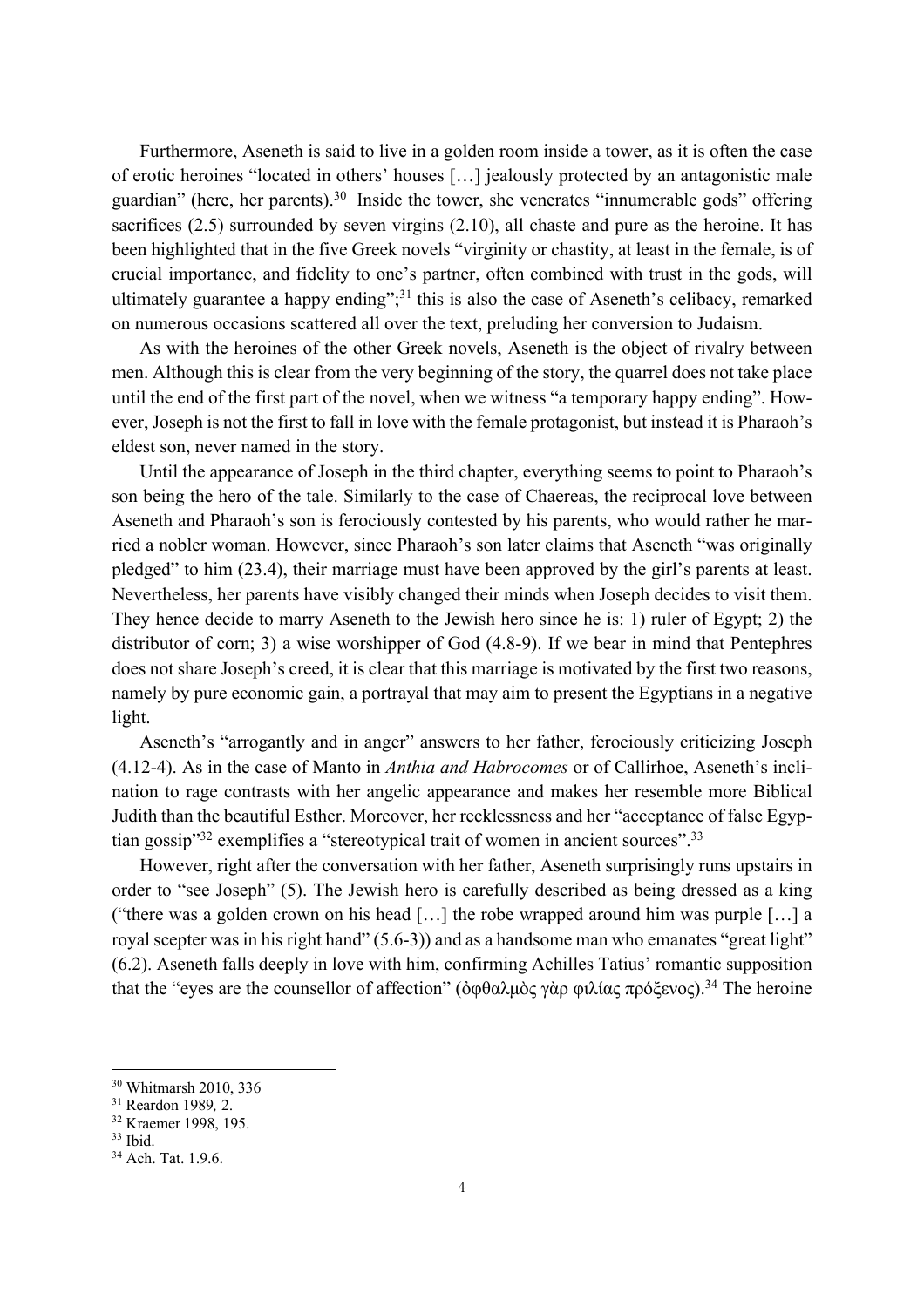Furthermore, Aseneth is said to live in a golden room inside a tower, as it is often the case of erotic heroines "located in others' houses […] jealously protected by an antagonistic male guardian" (here, her parents).[30] Inside the tower, she venerates "innumerable gods" offering sacrifices (2.5) surrounded by seven virgins (2.10), all chaste and pure as the heroine. It has been highlighted that in the five Greek novels "virginity or chastity, at least in the female, is of crucial importance, and fidelity to one's partner, often combined with trust in the gods, will ultimately guarantee a happy ending";[31] this is also the case of Aseneth's celibacy, remarked on numerous occasions scattered all over the text, preluding her conversion to Judaism.

As with the heroines of the other Greek novels, Aseneth is the object of rivalry between men. Although this is clear from the very beginning of the story, the quarrel does not take place until the end of the first part of the novel, when we witness "a temporary happy ending". However, Joseph is not the first to fall in love with the female protagonist, but instead it is Pharaoh's eldest son, never named in the story.

Until the appearance of Joseph in the third chapter, everything seems to point to Pharaoh's son being the hero of the tale. Similarly to the case of Chaereas, the reciprocal love between Aseneth and Pharaoh's son is ferociously contested by his parents, who would rather he married a nobler woman. However, since Pharaoh's son later claims that Aseneth "was originally pledged" to him (23.4), their marriage must have been approved by the girl's parents at least. Nevertheless, her parents have visibly changed their minds when Joseph decides to visit them. They hence decide to marry Aseneth to the Jewish hero since he is: 1) ruler of Egypt; 2) the distributor of corn; 3) a wise worshipper of God (4.8-9). If we bear in mind that Pentephres does not share Joseph's creed, it is clear that this marriage is motivated by the first two reasons, namely by pure economic gain, a portrayal that may aim to present the Egyptians in a negative light.

Aseneth's "arrogantly and in anger" answers to her father, ferociously criticizing Joseph (4.12-4). As in the case of Manto in *Anthia and Habrocomes* or of Callirhoe, Aseneth's inclination to rage contrasts with her angelic appearance and makes her resemble more Biblical Judith than the beautiful Esther. Moreover, her recklessness and her "acceptance of false Egyptian gossip"[32] exemplifies a "stereotypical trait of women in ancient sources".[33]

However, right after the conversation with her father, Aseneth surprisingly runs upstairs in order to "see Joseph" (5). The Jewish hero is carefully described as being dressed as a king ("there was a golden crown on his head […] the robe wrapped around him was purple […] a royal scepter was in his right hand" (5.6-3)) and as a handsome man who emanates "great light" (6.2). Aseneth falls deeply in love with him, confirming Achilles Tatius' romantic supposition that the "eyes are the counsellor of affection" (ὀφθαλμὸς γὰρ φιλίας πρόξενος).[34] The heroine

---

[30] Whitmarsh 2010, 336

[31] Reardon 1989, 2.

[32] Kraemer 1998, 195.

[33] Ibid.

[34] Ach. Tat. 1.9.6.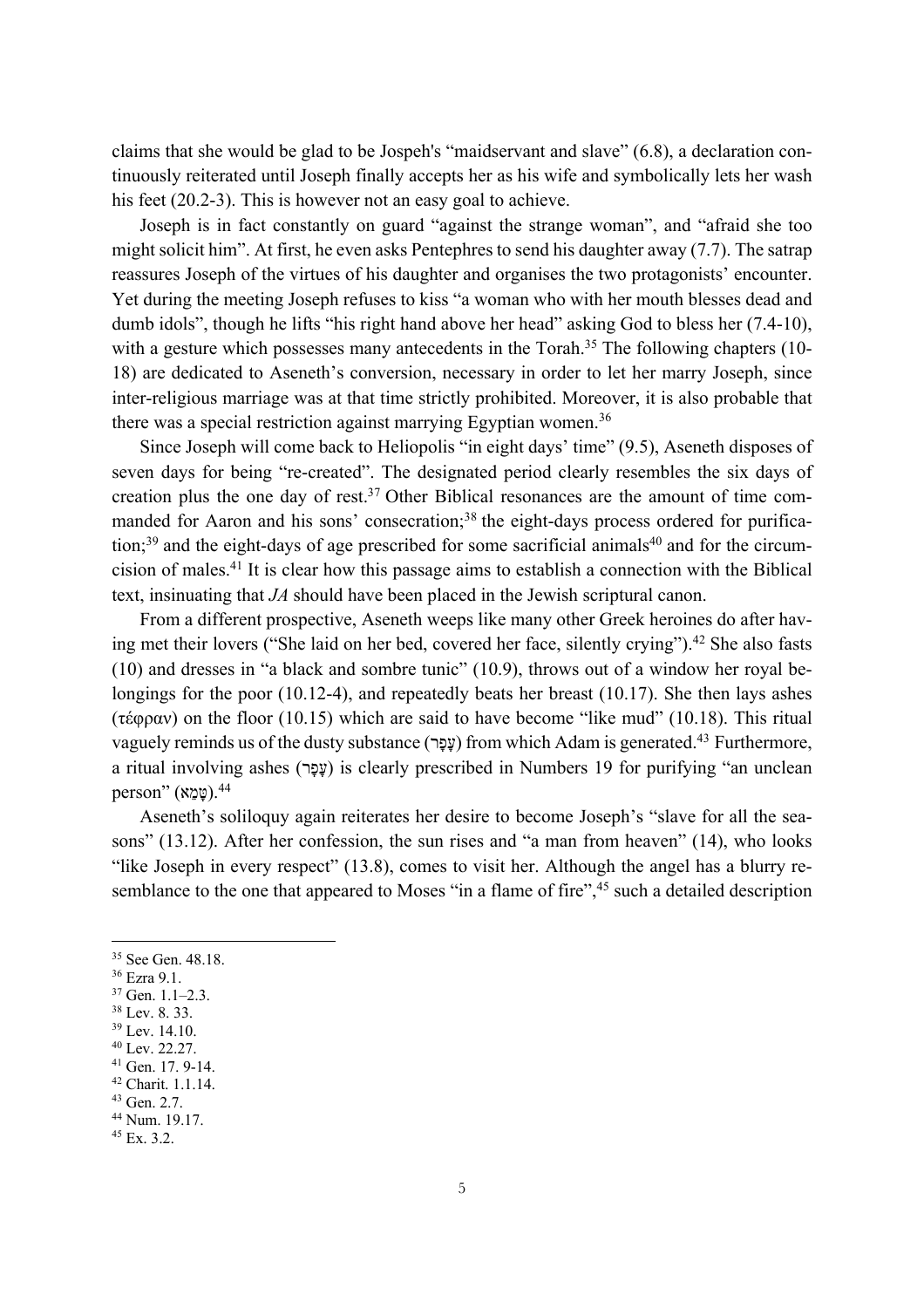claims that she would be glad to be Jospeh's "maidservant and slave" (6.8), a declaration continuously reiterated until Joseph finally accepts her as his wife and symbolically lets her wash his feet (20.2-3). This is however not an easy goal to achieve.

Joseph is in fact constantly on guard "against the strange woman", and "afraid she too might solicit him". At first, he even asks Pentephres to send his daughter away (7.7). The satrap reassures Joseph of the virtues of his daughter and organises the two protagonists' encounter. Yet during the meeting Joseph refuses to kiss "a woman who with her mouth blesses dead and dumb idols", though he lifts "his right hand above her head" asking God to bless her (7.4-10), with a gesture which possesses many antecedents in the Torah.[35] The following chapters (10-18) are dedicated to Aseneth's conversion, necessary in order to let her marry Joseph, since inter-religious marriage was at that time strictly prohibited. Moreover, it is also probable that there was a special restriction against marrying Egyptian women.[36]

Since Joseph will come back to Heliopolis "in eight days' time" (9.5), Aseneth disposes of seven days for being "re-created". The designated period clearly resembles the six days of creation plus the one day of rest.[37] Other Biblical resonances are the amount of time commanded for Aaron and his sons' consecration;[38] the eight-days process ordered for purification;[39] and the eight-days of age prescribed for some sacrificial animals[40] and for the circumcision of males.[41] It is clear how this passage aims to establish a connection with the Biblical text, insinuating that *JA* should have been placed in the Jewish scriptural canon.

From a different prospective, Aseneth weeps like many other Greek heroines do after having met their lovers ("She laid on her bed, covered her face, silently crying").[42] She also fasts (10) and dresses in "a black and sombre tunic" (10.9), throws out of a window her royal belongings for the poor (10.12-4), and repeatedly beats her breast (10.17). She then lays ashes (τέφραν) on the floor (10.15) which are said to have become "like mud" (10.18). This ritual vaguely reminds us of the dusty substance (עָפָר) from which Adam is generated.[43] Furthermore, a ritual involving ashes (עָפָר) is clearly prescribed in Numbers 19 for purifying "an unclean person" (טָמֵא).[44]

Aseneth's soliloquy again reiterates her desire to become Joseph's "slave for all the seasons" (13.12). After her confession, the sun rises and "a man from heaven" (14), who looks "like Joseph in every respect" (13.8), comes to visit her. Although the angel has a blurry resemblance to the one that appeared to Moses "in a flame of fire",[45] such a detailed description

---

[35] See Gen. 48.18.
[36] Ezra 9.1.
[37] Gen. 1.1–2.3.
[38] Lev. 8. 33.
[39] Lev. 14.10.
[40] Lev. 22.27.
[41] Gen. 17. 9-14.
[42] Charit. 1.1.14.
[43] Gen. 2.7.
[44] Num. 19.17.
[45] Ex. 3.2.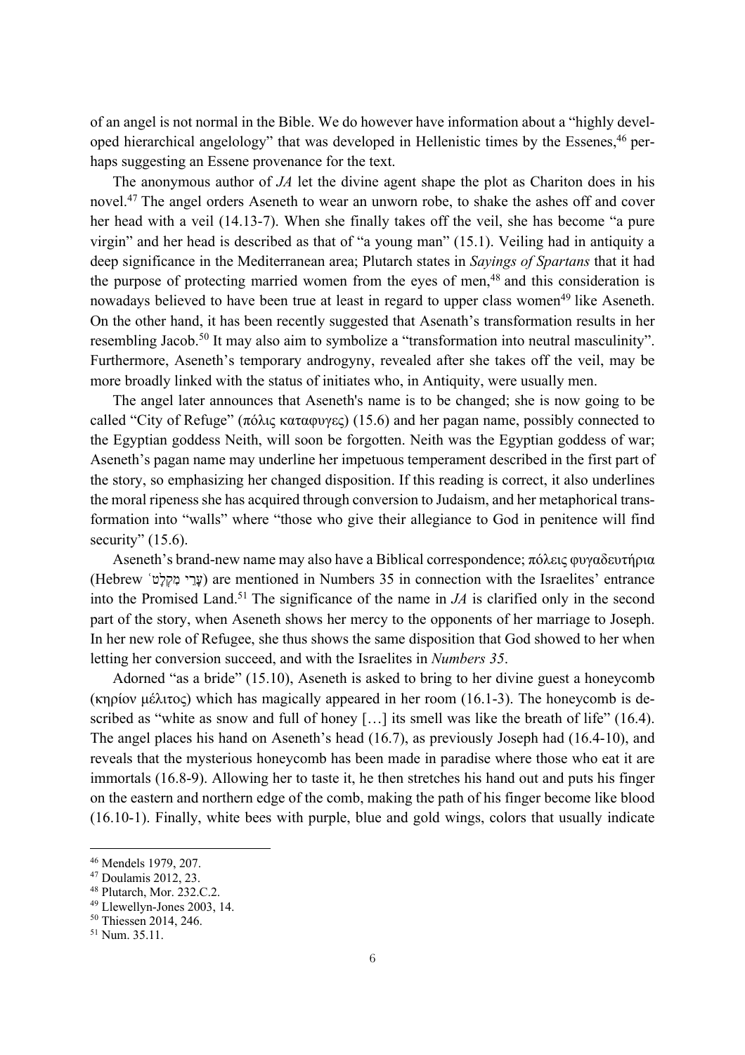of an angel is not normal in the Bible. We do however have information about a "highly developed hierarchical angelology" that was developed in Hellenistic times by the Essenes,[46] perhaps suggesting an Essene provenance for the text.

The anonymous author of *JA* let the divine agent shape the plot as Chariton does in his novel.[47] The angel orders Aseneth to wear an unworn robe, to shake the ashes off and cover her head with a veil (14.13-7). When she finally takes off the veil, she has become "a pure virgin" and her head is described as that of "a young man" (15.1). Veiling had in antiquity a deep significance in the Mediterranean area; Plutarch states in *Sayings of Spartans* that it had the purpose of protecting married women from the eyes of men,[48] and this consideration is nowadays believed to have been true at least in regard to upper class women[49] like Aseneth. On the other hand, it has been recently suggested that Asenath's transformation results in her resembling Jacob.[50] It may also aim to symbolize a "transformation into neutral masculinity". Furthermore, Aseneth's temporary androgyny, revealed after she takes off the veil, may be more broadly linked with the status of initiates who, in Antiquity, were usually men.

The angel later announces that Aseneth's name is to be changed; she is now going to be called "City of Refuge" (πόλις καταφυγες) (15.6) and her pagan name, possibly connected to the Egyptian goddess Neith, will soon be forgotten. Neith was the Egyptian goddess of war; Aseneth's pagan name may underline her impetuous temperament described in the first part of the story, so emphasizing her changed disposition. If this reading is correct, it also underlines the moral ripeness she has acquired through conversion to Judaism, and her metaphorical transformation into "walls" where "those who give their allegiance to God in penitence will find security" (15.6).

Aseneth's brand-new name may also have a Biblical correspondence; πόλεις φυγαδευτήρια (Hebrew עָרֵי מִקְלָט) are mentioned in Numbers 35 in connection with the Israelites' entrance into the Promised Land.[51] The significance of the name in *JA* is clarified only in the second part of the story, when Aseneth shows her mercy to the opponents of her marriage to Joseph. In her new role of Refugee, she thus shows the same disposition that God showed to her when letting her conversion succeed, and with the Israelites in *Numbers 35*.

Adorned "as a bride" (15.10), Aseneth is asked to bring to her divine guest a honeycomb (κηρίον μέλιτος) which has magically appeared in her room (16.1-3). The honeycomb is described as "white as snow and full of honey […] its smell was like the breath of life" (16.4). The angel places his hand on Aseneth's head (16.7), as previously Joseph had (16.4-10), and reveals that the mysterious honeycomb has been made in paradise where those who eat it are immortals (16.8-9). Allowing her to taste it, he then stretches his hand out and puts his finger on the eastern and northern edge of the comb, making the path of his finger become like blood (16.10-1). Finally, white bees with purple, blue and gold wings, colors that usually indicate

---

[46] Mendels 1979, 207.
[47] Doulamis 2012, 23.
[48] Plutarch, Mor. 232.C.2.
[49] Llewellyn-Jones 2003, 14.
[50] Thiessen 2014, 246.
[51] Num. 35.11.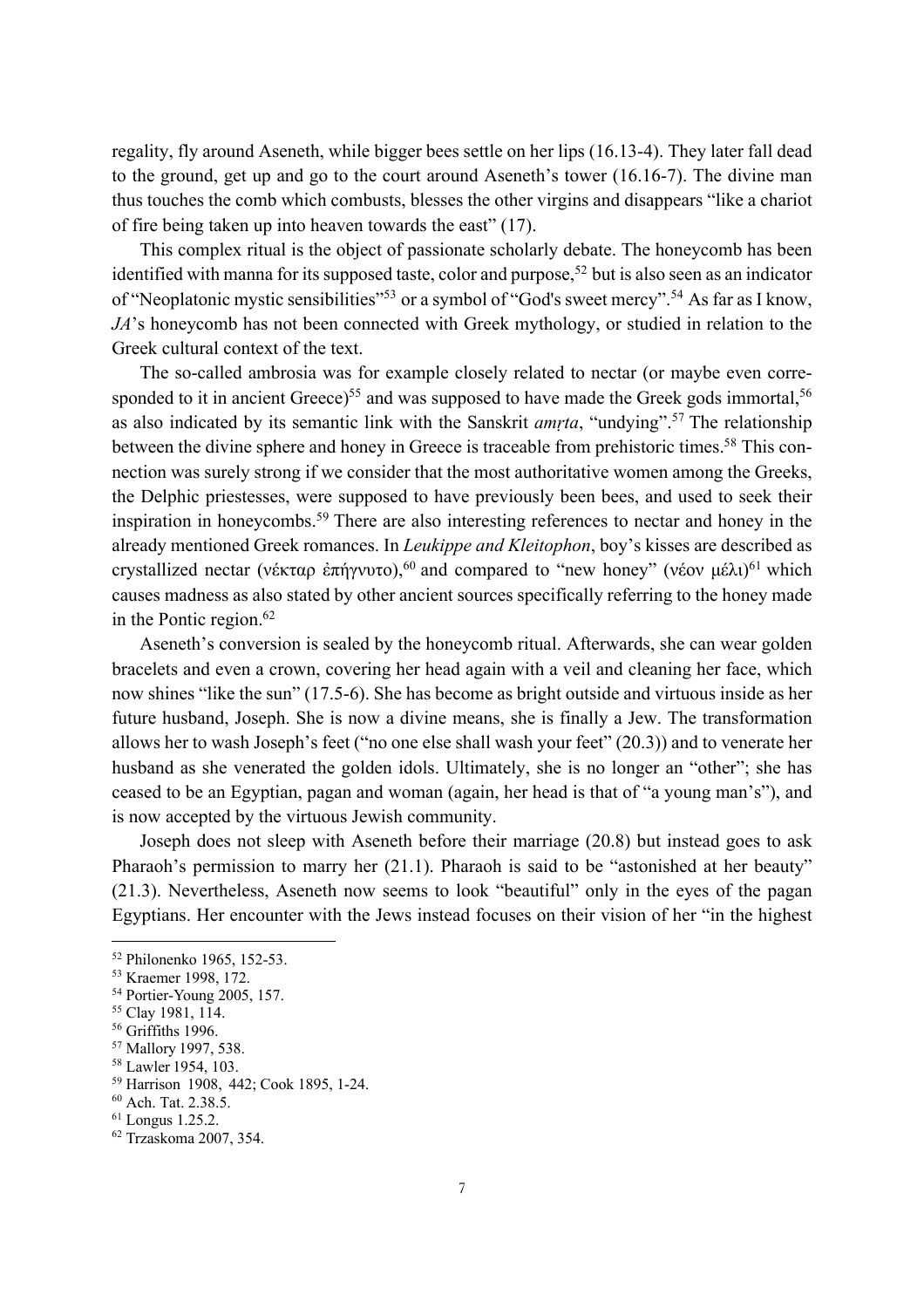regality, fly around Aseneth, while bigger bees settle on her lips (16.13-4). They later fall dead to the ground, get up and go to the court around Aseneth's tower (16.16-7). The divine man thus touches the comb which combusts, blesses the other virgins and disappears "like a chariot of fire being taken up into heaven towards the east" (17).

This complex ritual is the object of passionate scholarly debate. The honeycomb has been identified with manna for its supposed taste, color and purpose,[52] but is also seen as an indicator of "Neoplatonic mystic sensibilities"[53] or a symbol of "God's sweet mercy".[54] As far as I know, *JA*'s honeycomb has not been connected with Greek mythology, or studied in relation to the Greek cultural context of the text.

The so-called ambrosia was for example closely related to nectar (or maybe even corresponded to it in ancient Greece)[55] and was supposed to have made the Greek gods immortal,[56] as also indicated by its semantic link with the Sanskrit *amṛta*, "undying".[57] The relationship between the divine sphere and honey in Greece is traceable from prehistoric times.[58] This connection was surely strong if we consider that the most authoritative women among the Greeks, the Delphic priestesses, were supposed to have previously been bees, and used to seek their inspiration in honeycombs.[59] There are also interesting references to nectar and honey in the already mentioned Greek romances. In *Leukippe and Kleitophon*, boy's kisses are described as crystallized nectar (νέκταρ ἐπήγνυτο),[60] and compared to "new honey" (νέον μέλι)[61] which causes madness as also stated by other ancient sources specifically referring to the honey made in the Pontic region.[62]

Aseneth's conversion is sealed by the honeycomb ritual. Afterwards, she can wear golden bracelets and even a crown, covering her head again with a veil and cleaning her face, which now shines "like the sun" (17.5-6). She has become as bright outside and virtuous inside as her future husband, Joseph. She is now a divine means, she is finally a Jew. The transformation allows her to wash Joseph's feet ("no one else shall wash your feet" (20.3)) and to venerate her husband as she venerated the golden idols. Ultimately, she is no longer an "other"; she has ceased to be an Egyptian, pagan and woman (again, her head is that of "a young man's"), and is now accepted by the virtuous Jewish community.

Joseph does not sleep with Aseneth before their marriage (20.8) but instead goes to ask Pharaoh's permission to marry her (21.1). Pharaoh is said to be "astonished at her beauty" (21.3). Nevertheless, Aseneth now seems to look "beautiful" only in the eyes of the pagan Egyptians. Her encounter with the Jews instead focuses on their vision of her "in the highest

---

[52] Philonenko 1965, 152-53.

[53] Kraemer 1998, 172.

[54] Portier-Young 2005, 157.

[55] Clay 1981, 114.

[56] Griffiths 1996.

[57] Mallory 1997, 538.

[58] Lawler 1954, 103.

[59] Harrison 1908, 442; Cook 1895, 1-24.

[60] Ach. Tat. 2.38.5.

[61] Longus 1.25.2.

[62] Trzaskoma 2007, 354.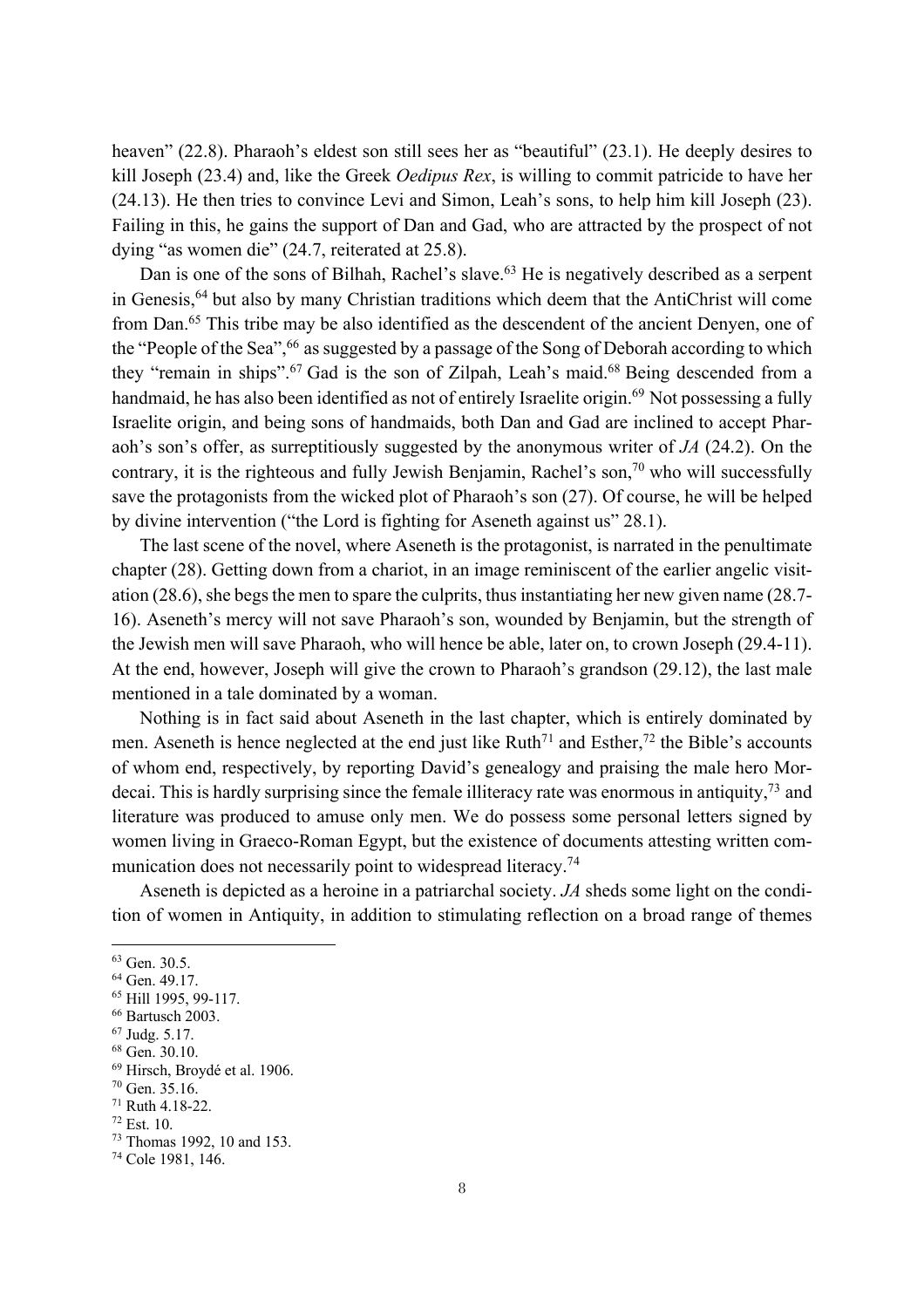heaven" (22.8). Pharaoh's eldest son still sees her as "beautiful" (23.1). He deeply desires to kill Joseph (23.4) and, like the Greek *Oedipus Rex*, is willing to commit patricide to have her (24.13). He then tries to convince Levi and Simon, Leah's sons, to help him kill Joseph (23). Failing in this, he gains the support of Dan and Gad, who are attracted by the prospect of not dying "as women die" (24.7, reiterated at 25.8).

Dan is one of the sons of Bilhah, Rachel's slave.[63] He is negatively described as a serpent in Genesis,[64] but also by many Christian traditions which deem that the AntiChrist will come from Dan.[65] This tribe may be also identified as the descendent of the ancient Denyen, one of the "People of the Sea",[66] as suggested by a passage of the Song of Deborah according to which they "remain in ships".[67] Gad is the son of Zilpah, Leah's maid.[68] Being descended from a handmaid, he has also been identified as not of entirely Israelite origin.[69] Not possessing a fully Israelite origin, and being sons of handmaids, both Dan and Gad are inclined to accept Pharaoh's son's offer, as surreptitiously suggested by the anonymous writer of *JA* (24.2). On the contrary, it is the righteous and fully Jewish Benjamin, Rachel's son,[70] who will successfully save the protagonists from the wicked plot of Pharaoh's son (27). Of course, he will be helped by divine intervention ("the Lord is fighting for Aseneth against us" 28.1).

The last scene of the novel, where Aseneth is the protagonist, is narrated in the penultimate chapter (28). Getting down from a chariot, in an image reminiscent of the earlier angelic visitation (28.6), she begs the men to spare the culprits, thus instantiating her new given name (28.7-16). Aseneth's mercy will not save Pharaoh's son, wounded by Benjamin, but the strength of the Jewish men will save Pharaoh, who will hence be able, later on, to crown Joseph (29.4-11). At the end, however, Joseph will give the crown to Pharaoh's grandson (29.12), the last male mentioned in a tale dominated by a woman.

Nothing is in fact said about Aseneth in the last chapter, which is entirely dominated by men. Aseneth is hence neglected at the end just like Ruth[71] and Esther,[72] the Bible's accounts of whom end, respectively, by reporting David's genealogy and praising the male hero Mordecai. This is hardly surprising since the female illiteracy rate was enormous in antiquity,[73] and literature was produced to amuse only men. We do possess some personal letters signed by women living in Graeco-Roman Egypt, but the existence of documents attesting written communication does not necessarily point to widespread literacy.[74]

Aseneth is depicted as a heroine in a patriarchal society. *JA* sheds some light on the condition of women in Antiquity, in addition to stimulating reflection on a broad range of themes

---

[63] Gen. 30.5.
[64] Gen. 49.17.
[65] Hill 1995, 99-117.
[66] Bartusch 2003.
[67] Judg. 5.17.
[68] Gen. 30.10.
[69] Hirsch, Broydé et al. 1906.
[70] Gen. 35.16.
[71] Ruth 4.18-22.
[72] Est. 10.
[73] Thomas 1992, 10 and 153.
[74] Cole 1981, 146.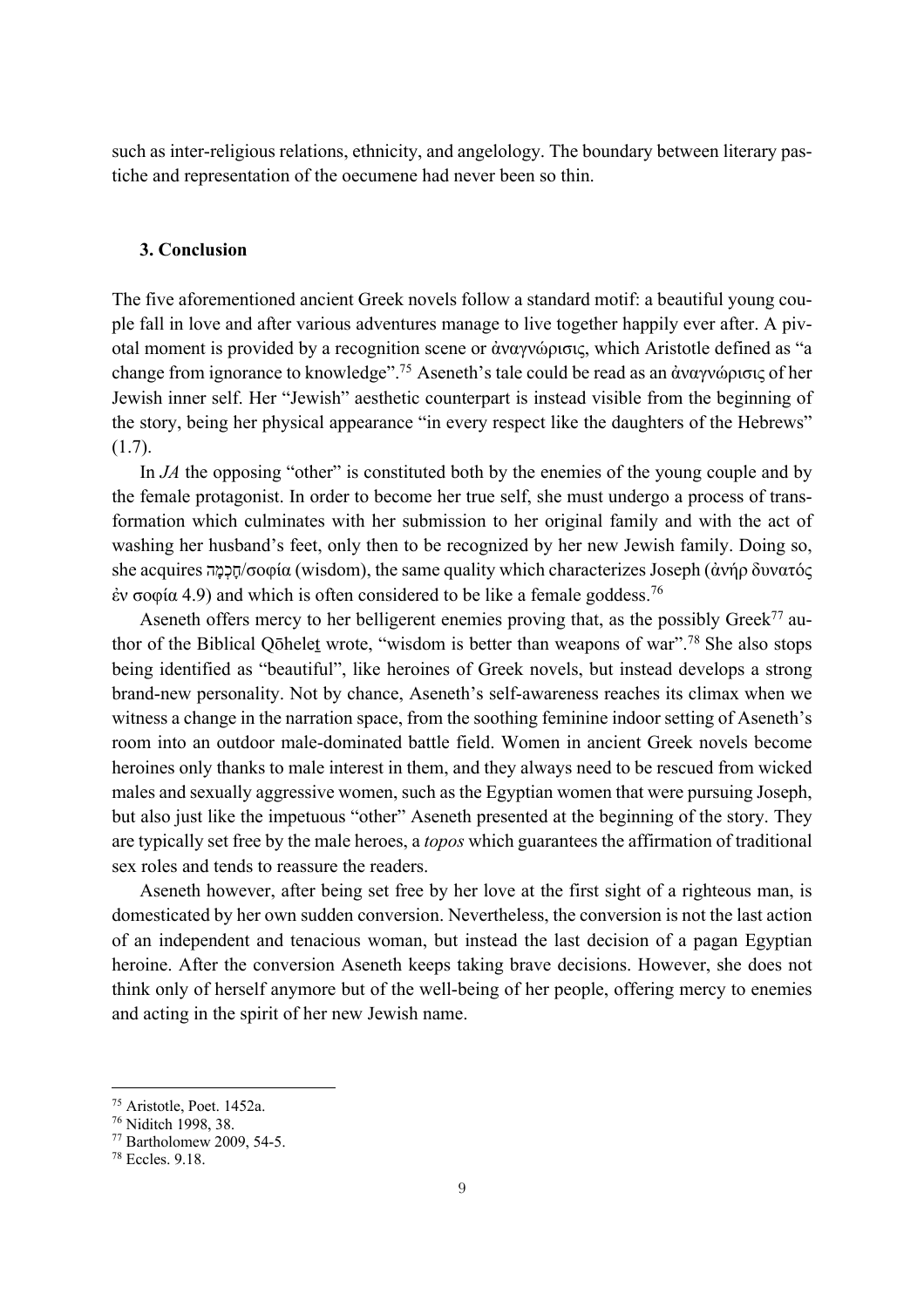such as inter-religious relations, ethnicity, and angelology. The boundary between literary pastiche and representation of the oecumene had never been so thin.

### 3. Conclusion

The five aforementioned ancient Greek novels follow a standard motif: a beautiful young couple fall in love and after various adventures manage to live together happily ever after. A pivotal moment is provided by a recognition scene or ἀναγνώρισις, which Aristotle defined as "a change from ignorance to knowledge".[75] Aseneth's tale could be read as an ἀναγνώρισις of her Jewish inner self. Her "Jewish" aesthetic counterpart is instead visible from the beginning of the story, being her physical appearance "in every respect like the daughters of the Hebrews" (1.7).

In *JA* the opposing "other" is constituted both by the enemies of the young couple and by the female protagonist. In order to become her true self, she must undergo a process of transformation which culminates with her submission to her original family and with the act of washing her husband's feet, only then to be recognized by her new Jewish family. Doing so, she acquires חָכְמָה/σοφία (wisdom), the same quality which characterizes Joseph (ἀνήρ δυνατός ἐν σοφίᾳ 4.9) and which is often considered to be like a female goddess.[76]

Aseneth offers mercy to her belligerent enemies proving that, as the possibly Greek[77] author of the Biblical Qōheleṯ wrote, "wisdom is better than weapons of war".[78] She also stops being identified as "beautiful", like heroines of Greek novels, but instead develops a strong brand-new personality. Not by chance, Aseneth's self-awareness reaches its climax when we witness a change in the narration space, from the soothing feminine indoor setting of Aseneth's room into an outdoor male-dominated battle field. Women in ancient Greek novels become heroines only thanks to male interest in them, and they always need to be rescued from wicked males and sexually aggressive women, such as the Egyptian women that were pursuing Joseph, but also just like the impetuous "other" Aseneth presented at the beginning of the story. They are typically set free by the male heroes, a *topos* which guarantees the affirmation of traditional sex roles and tends to reassure the readers.

Aseneth however, after being set free by her love at the first sight of a righteous man, is domesticated by her own sudden conversion. Nevertheless, the conversion is not the last action of an independent and tenacious woman, but instead the last decision of a pagan Egyptian heroine. After the conversion Aseneth keeps taking brave decisions. However, she does not think only of herself anymore but of the well-being of her people, offering mercy to enemies and acting in the spirit of her new Jewish name.

---

[75] Aristotle, Poet. 1452a.

[76] Niditch 1998, 38.

[77] Bartholomew 2009, 54-5.

[78] Eccles. 9.18.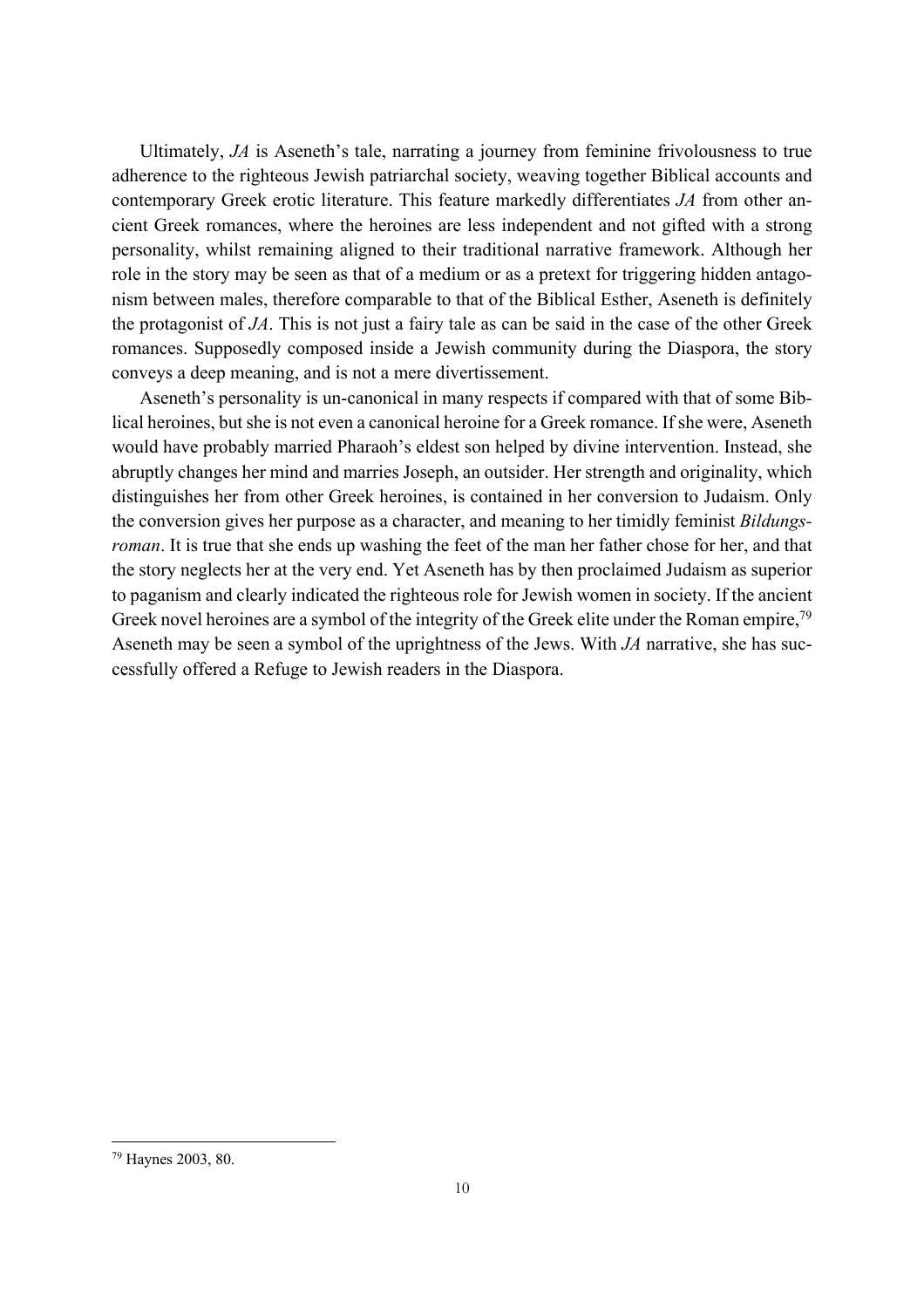Ultimately, *JA* is Aseneth's tale, narrating a journey from feminine frivolousness to true adherence to the righteous Jewish patriarchal society, weaving together Biblical accounts and contemporary Greek erotic literature. This feature markedly differentiates *JA* from other ancient Greek romances, where the heroines are less independent and not gifted with a strong personality, whilst remaining aligned to their traditional narrative framework. Although her role in the story may be seen as that of a medium or as a pretext for triggering hidden antagonism between males, therefore comparable to that of the Biblical Esther, Aseneth is definitely the protagonist of *JA*. This is not just a fairy tale as can be said in the case of the other Greek romances. Supposedly composed inside a Jewish community during the Diaspora, the story conveys a deep meaning, and is not a mere divertissement.

Aseneth's personality is un-canonical in many respects if compared with that of some Biblical heroines, but she is not even a canonical heroine for a Greek romance. If she were, Aseneth would have probably married Pharaoh's eldest son helped by divine intervention. Instead, she abruptly changes her mind and marries Joseph, an outsider. Her strength and originality, which distinguishes her from other Greek heroines, is contained in her conversion to Judaism. Only the conversion gives her purpose as a character, and meaning to her timidly feminist *Bildungsroman*. It is true that she ends up washing the feet of the man her father chose for her, and that the story neglects her at the very end. Yet Aseneth has by then proclaimed Judaism as superior to paganism and clearly indicated the righteous role for Jewish women in society. If the ancient Greek novel heroines are a symbol of the integrity of the Greek elite under the Roman empire,[79] Aseneth may be seen a symbol of the uprightness of the Jews. With *JA* narrative, she has successfully offered a Refuge to Jewish readers in the Diaspora.

---

[79] Haynes 2003, 80.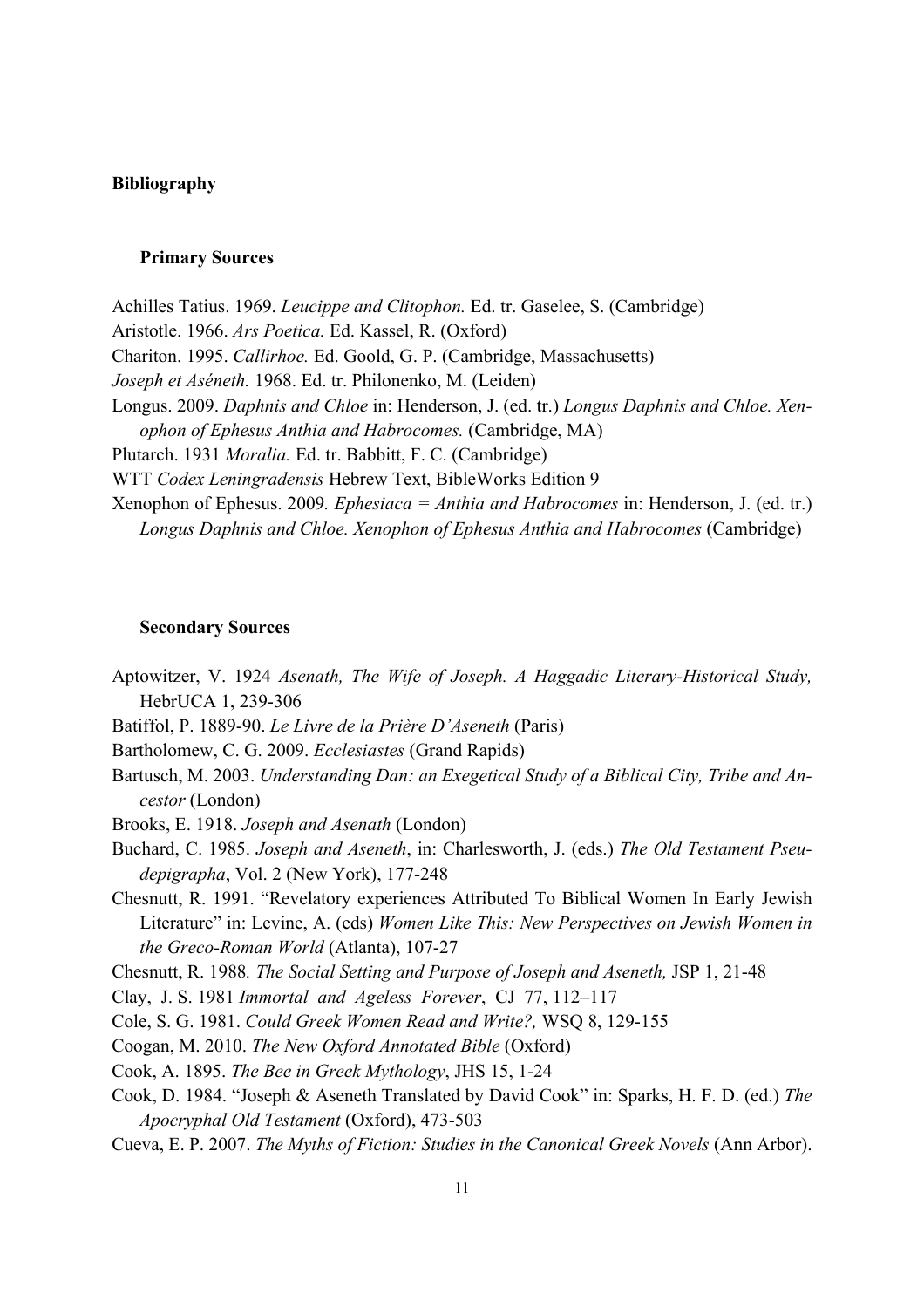## Bibliography

### Primary Sources

Achilles Tatius. 1969. *Leucippe and Clitophon.* Ed. tr. Gaselee, S. (Cambridge)

Aristotle. 1966. *Ars Poetica.* Ed. Kassel, R. (Oxford)

Chariton. 1995. *Callirhoe.* Ed. Goold, G. P. (Cambridge, Massachusetts)

*Joseph et Aséneth.* 1968. Ed. tr. Philonenko, M. (Leiden)

Longus. 2009. *Daphnis and Chloe* in: Henderson, J. (ed. tr.) *Longus Daphnis and Chloe. Xenophon of Ephesus Anthia and Habrocomes.* (Cambridge, MA)

Plutarch. 1931 *Moralia.* Ed. tr. Babbitt, F. C. (Cambridge)

WTT *Codex Leningradensis* Hebrew Text, BibleWorks Edition 9

Xenophon of Ephesus. 2009*. Ephesiaca = Anthia and Habrocomes* in: Henderson, J. (ed. tr.) *Longus Daphnis and Chloe. Xenophon of Ephesus Anthia and Habrocomes* (Cambridge)

### Secondary Sources

Aptowitzer, V. 1924 *Asenath, The Wife of Joseph. A Haggadic Literary-Historical Study,* HebrUCA 1, 239-306

Batiffol, P. 1889-90. *Le Livre de la Prière D'Aseneth* (Paris)

Bartholomew, C. G. 2009. *Ecclesiastes* (Grand Rapids)

Bartusch, M. 2003. *Understanding Dan: an Exegetical Study of a Biblical City, Tribe and Ancestor* (London)

Brooks, E. 1918. *Joseph and Asenath* (London)

Buchard, C. 1985. *Joseph and Aseneth*, in: Charlesworth, J. (eds.) *The Old Testament Pseudepigrapha*, Vol. 2 (New York), 177-248

Chesnutt, R. 1991. "Revelatory experiences Attributed To Biblical Women In Early Jewish Literature" in: Levine, A. (eds) *Women Like This: New Perspectives on Jewish Women in the Greco-Roman World* (Atlanta), 107-27

Chesnutt, R. 1988*. The Social Setting and Purpose of Joseph and Aseneth,* JSP 1, 21-48

Clay, J. S. 1981 *Immortal and Ageless Forever*, CJ 77, 112–117

Cole, S. G. 1981. *Could Greek Women Read and Write?,* WSQ 8, 129-155

Coogan, M. 2010. *The New Oxford Annotated Bible* (Oxford)

Cook, A. 1895. *The Bee in Greek Mythology*, JHS 15, 1-24

Cook, D. 1984. "Joseph & Aseneth Translated by David Cook" in: Sparks, H. F. D. (ed.) *The Apocryphal Old Testament* (Oxford), 473-503

Cueva, E. P. 2007. *The Myths of Fiction: Studies in the Canonical Greek Novels* (Ann Arbor).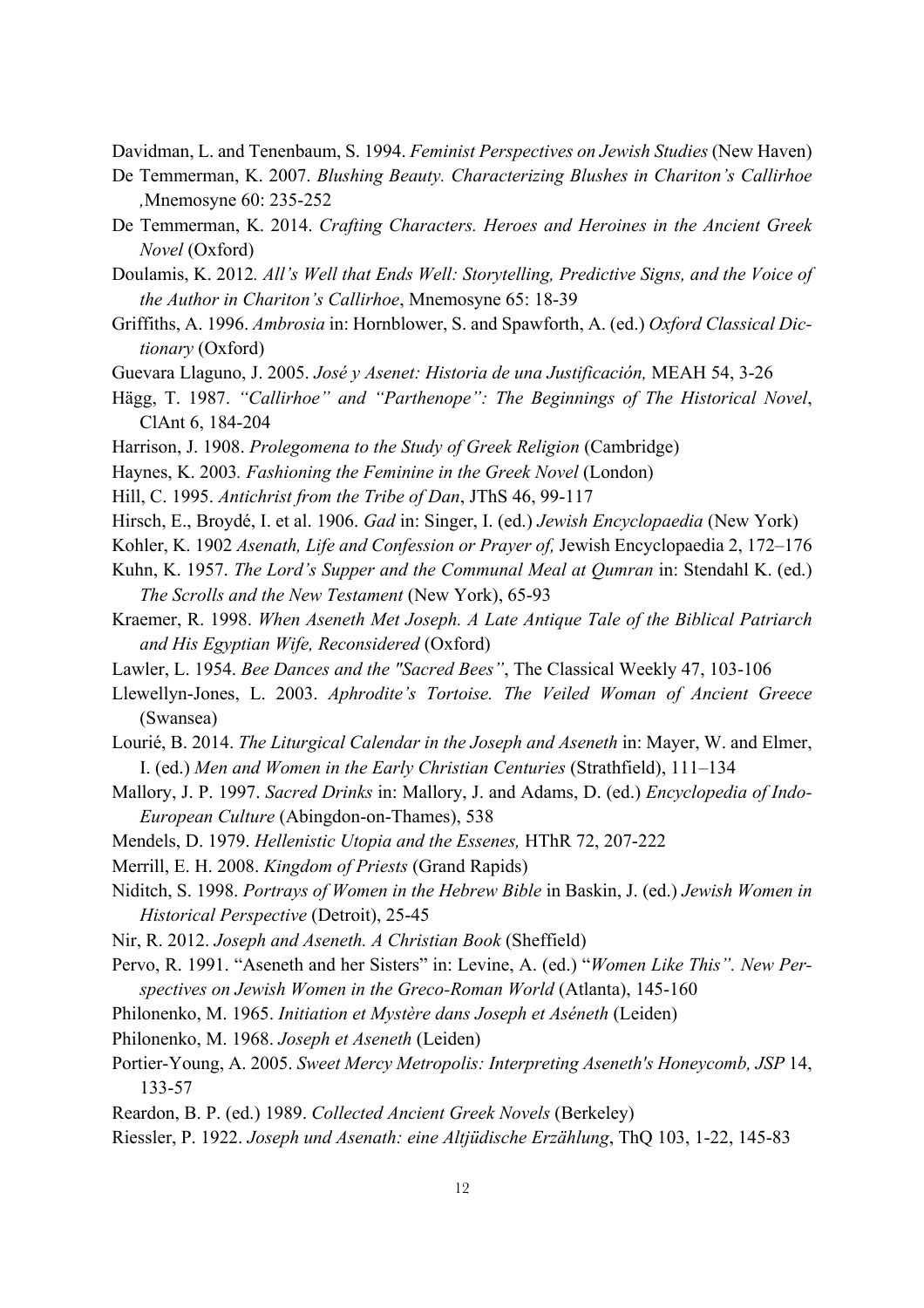Davidman, L. and Tenenbaum, S. 1994. *Feminist Perspectives on Jewish Studies* (New Haven)

De Temmerman, K. 2007. *Blushing Beauty. Characterizing Blushes in Chariton's Callirhoe* ,Mnemosyne 60: 235-252

De Temmerman, K. 2014. *Crafting Characters. Heroes and Heroines in the Ancient Greek Novel* (Oxford)

Doulamis, K. 2012*. All's Well that Ends Well: Storytelling, Predictive Signs, and the Voice of the Author in Chariton's Callirhoe*, Mnemosyne 65: 18-39

Griffiths, A. 1996. *Ambrosia* in: Hornblower, S. and Spawforth, A. (ed.) *Oxford Classical Dictionary* (Oxford)

Guevara Llaguno, J. 2005. *José y Asenet: Historia de una Justificación,* MEAH 54, 3-26

Hägg, T. 1987. *"Callirhoe" and "Parthenope": The Beginnings of The Historical Novel*, ClAnt 6, 184-204

Harrison, J. 1908. *Prolegomena to the Study of Greek Religion* (Cambridge)

Haynes, K. 2003*. Fashioning the Feminine in the Greek Novel* (London)

Hill, C. 1995. *Antichrist from the Tribe of Dan*, JThS 46, 99-117

Hirsch, E., Broydé, I. et al. 1906. *Gad* in: Singer, I. (ed.) *Jewish Encyclopaedia* (New York)

Kohler, K. 1902 *Asenath, Life and Confession or Prayer of,* Jewish Encyclopaedia 2, 172–176

Kuhn, K. 1957. *The Lord's Supper and the Communal Meal at Qumran* in: Stendahl K. (ed.) *The Scrolls and the New Testament* (New York), 65-93

Kraemer, R. 1998. *When Aseneth Met Joseph. A Late Antique Tale of the Biblical Patriarch and His Egyptian Wife, Reconsidered* (Oxford)

Lawler, L. 1954. *Bee Dances and the "Sacred Bees"*, The Classical Weekly 47, 103-106

Llewellyn-Jones, L. 2003. *Aphrodite's Tortoise. The Veiled Woman of Ancient Greece* (Swansea)

Lourié, B. 2014. *The Liturgical Calendar in the Joseph and Aseneth* in: Mayer, W. and Elmer, I. (ed.) *Men and Women in the Early Christian Centuries* (Strathfield), 111–134

Mallory, J. P. 1997. *Sacred Drinks* in: Mallory, J. and Adams, D. (ed.) *Encyclopedia of Indo-European Culture* (Abingdon-on-Thames), 538

Mendels, D. 1979. *Hellenistic Utopia and the Essenes,* HThR 72, 207-222

Merrill, E. H. 2008. *Kingdom of Priests* (Grand Rapids)

Niditch, S. 1998. *Portrays of Women in the Hebrew Bible* in Baskin, J. (ed.) *Jewish Women in Historical Perspective* (Detroit), 25-45

Nir, R. 2012. *Joseph and Aseneth. A Christian Book* (Sheffield)

Pervo, R. 1991. "Aseneth and her Sisters" in: Levine, A. (ed.) "*Women Like This". New Perspectives on Jewish Women in the Greco-Roman World* (Atlanta), 145-160

Philonenko, M. 1965. *Initiation et Mystère dans Joseph et Aséneth* (Leiden)

Philonenko, M. 1968. *Joseph et Aseneth* (Leiden)

Portier-Young, A. 2005. *Sweet Mercy Metropolis: Interpreting Aseneth's Honeycomb, JSP* 14, 133-57

Reardon, B. P. (ed.) 1989. *Collected Ancient Greek Novels* (Berkeley)

Riessler, P. 1922. *Joseph und Asenath: eine Altjüdische Erzählung*, ThQ 103, 1-22, 145-83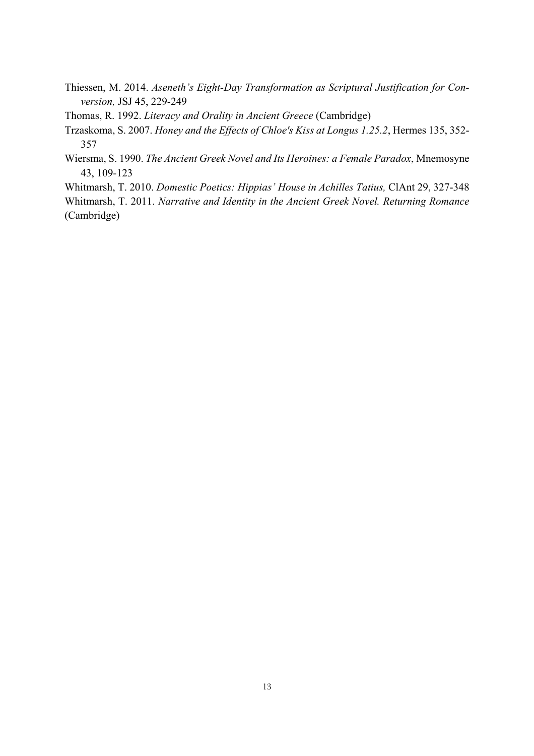Thiessen, M. 2014. *Aseneth's Eight-Day Transformation as Scriptural Justification for Conversion,* JSJ 45, 229-249

Thomas, R. 1992. *Literacy and Orality in Ancient Greece* (Cambridge)

Trzaskoma, S. 2007. *Honey and the Effects of Chloe's Kiss at Longus 1.25.2*, Hermes 135, 352-357

Wiersma, S. 1990. *The Ancient Greek Novel and Its Heroines: a Female Paradox*, Mnemosyne 43, 109-123

Whitmarsh, T. 2010. *Domestic Poetics: Hippias' House in Achilles Tatius,* ClAnt 29, 327-348

Whitmarsh, T. 2011. *Narrative and Identity in the Ancient Greek Novel. Returning Romance* (Cambridge)